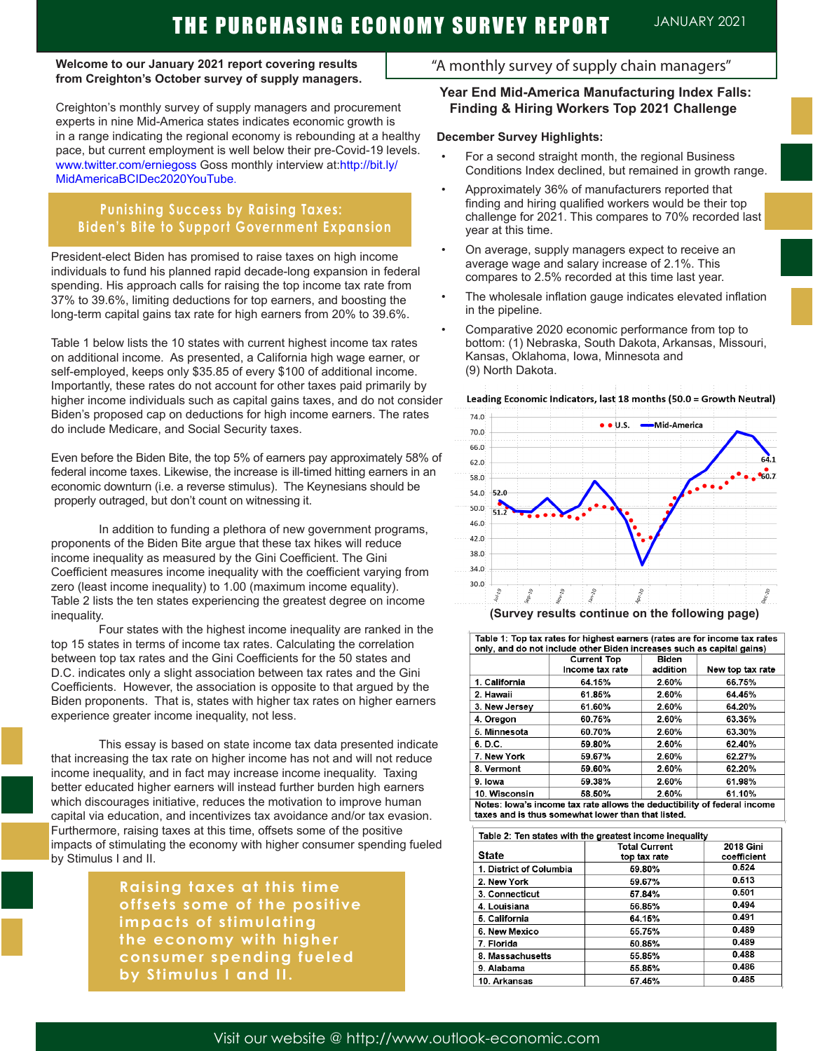# THE PURCHASING ECONOMY SURVEY REPORT

JANUARY 2021

**Welcome to our January 2021 report covering results from Creighton's October survey of supply managers.**

"A monthly survey of supply chain managers"

Creighton's monthly survey of supply managers and procurement experts in nine Mid-America states indicates economic growth is in a range indicating the regional economy is rebounding at a healthy pace, but current employment is well below their pre-Covid-19 levels. www.twitter.com/erniegoss Goss monthly interview at:http://bit.ly/MidAmericaBCIDec2020YouTube.

## Punishing Success by Raising Taxes: Biden's Bite to Support Government Expansion

President-elect Biden has promised to raise taxes on high income individuals to fund his planned rapid decade-long expansion in federal spending. His approach calls for raising the top income tax rate from 37% to 39.6%, limiting deductions for top earners, and boosting the long-term capital gains tax rate for high earners from 20% to 39.6%.

Table 1 below lists the 10 states with current highest income tax rates on additional income. As presented, a California high wage earner, or self-employed, keeps only $35.85 of every $100 of additional income. Importantly, these rates do not account for other taxes paid primarily by higher income individuals such as capital gains taxes, and do not consider Biden's proposed cap on deductions for high income earners. The rates do include Medicare, and Social Security taxes.

Even before the Biden Bite, the top 5% of earners pay approximately 58% of federal income taxes. Likewise, the increase is ill-timed hitting earners in an economic downturn (i.e. a reverse stimulus). The Keynesians should be properly outraged, but don't count on witnessing it.

In addition to funding a plethora of new government programs, proponents of the Biden Bite argue that these tax hikes will reduce income inequality as measured by the Gini Coefficient. The Gini Coefficient measures income inequality with the coefficient varying from zero (least income inequality) to 1.00 (maximum income equality). Table 2 lists the ten states experiencing the greatest degree on income inequality.

Four states with the highest income inequality are ranked in the top 15 states in terms of income tax rates. Calculating the correlation between top tax rates and the Gini Coefficients for the 50 states and D.C. indicates only a slight association between tax rates and the Gini Coefficients. However, the association is opposite to that argued by the Biden proponents. That is, states with higher tax rates on higher earners experience greater income inequality, not less.

This essay is based on state income tax data presented indicate that increasing the tax rate on higher income has not and will not reduce income inequality, and in fact may increase income inequality. Taxing better educated higher earners will instead further burden high earners which discourages initiative, reduces the motivation to improve human capital via education, and incentivizes tax avoidance and/or tax evasion. Furthermore, raising taxes at this time, offsets some of the positive impacts of stimulating the economy with higher consumer spending fueled by Stimulus I and II.

> Raising taxes at this time offsets some of the positive impacts of stimulating the economy with higher consumer spending fueled by Stimulus I and II.

## Year End Mid-America Manufacturing Index Falls: Finding & Hiring Workers Top 2021 Challenge

**December Survey Highlights:**

- For a second straight month, the regional Business Conditions Index declined, but remained in growth range.
- Approximately 36% of manufacturers reported that finding and hiring qualified workers would be their top challenge for 2021. This compares to 70% recorded last year at this time.
- On average, supply managers expect to receive an average wage and salary increase of 2.1%. This compares to 2.5% recorded at this time last year.
- The wholesale inflation gauge indicates elevated inflation in the pipeline.
- Comparative 2020 economic performance from top to bottom: (1) Nebraska, South Dakota, Arkansas, Missouri, Kansas, Oklahoma, Iowa, Minnesota and (9) North Dakota.

**Leading Economic Indicators, last 18 months (50.0 = Growth Neutral)**

(Survey results continue on the following page)

| Table 1: Top tax rates for highest earners (rates are for income tax rates only, and do not include other Biden increases such as capital gains) | Current Top Income tax rate | Biden addition | New top tax rate |
|---|---|---|---|
| 1. California | 64.15% | 2.60% | 66.75% |
| 2. Hawaii | 61.85% | 2.60% | 64.45% |
| 3. New Jersey | 61.60% | 2.60% | 64.20% |
| 4. Oregon | 60.75% | 2.60% | 63.35% |
| 5. Minnesota | 60.70% | 2.60% | 63.30% |
| 6. D.C. | 59.80% | 2.60% | 62.40% |
| 7. New York | 59.67% | 2.60% | 62.27% |
| 8. Vermont | 59.60% | 2.60% | 62.20% |
| 9. Iowa | 59.38% | 2.60% | 61.98% |
| 10. Wisconsin | 58.50% | 2.60% | 61.10% |

Notes: Iowa's income tax rate allows the deductibility of federal income taxes and is thus somewhat lower than listed.

| Table 2: Ten states with the greatest income inequality — State | Total Current top tax rate | 2018 Gini coefficient |
|---|---|---|
| 1. District of Columbia | 59.80% | 0.524 |
| 2. New York | 59.67% | 0.513 |
| 3. Connecticut | 57.84% | 0.501 |
| 4. Louisiana | 56.85% | 0.494 |
| 5. California | 64.15% | 0.491 |
| 6. New Mexico | 55.75% | 0.489 |
| 7. Florida | 50.85% | 0.489 |
| 8. Massachusetts | 55.85% | 0.488 |
| 9. Alabama | 55.85% | 0.486 |
| 10. Arkansas | 57.45% | 0.485 |

Visit our website @ http://www.outlook-economic.com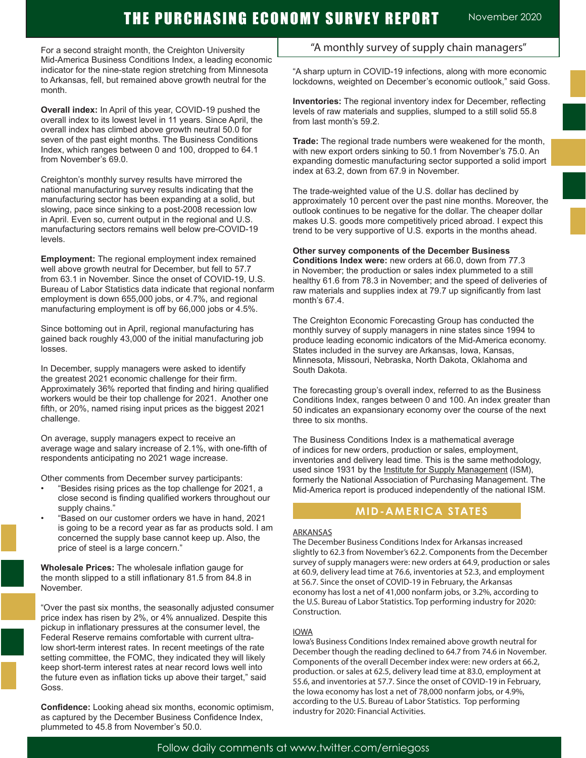# THE PURCHASING ECONOMY SURVEY REPORT

November 2020

"A monthly survey of supply chain managers"

For a second straight month, the Creighton University Mid-America Business Conditions Index, a leading economic indicator for the nine-state region stretching from Minnesota to Arkansas, fell, but remained above growth neutral for the month.

**Overall index:** In April of this year, COVID-19 pushed the overall index to its lowest level in 11 years. Since April, the overall index has climbed above growth neutral 50.0 for seven of the past eight months. The Business Conditions Index, which ranges between 0 and 100, dropped to 64.1 from November's 69.0.

Creighton's monthly survey results have mirrored the national manufacturing survey results indicating that the manufacturing sector has been expanding at a solid, but slowing, pace since sinking to a post-2008 recession low in April. Even so, current output in the regional and U.S. manufacturing sectors remains well below pre-COVID-19 levels.

**Employment:** The regional employment index remained well above growth neutral for December, but fell to 57.7 from 63.1 in November. Since the onset of COVID-19, U.S. Bureau of Labor Statistics data indicate that regional nonfarm employment is down 655,000 jobs, or 4.7%, and regional manufacturing employment is off by 66,000 jobs or 4.5%.

Since bottoming out in April, regional manufacturing has gained back roughly 43,000 of the initial manufacturing job losses.

In December, supply managers were asked to identify the greatest 2021 economic challenge for their firm. Approximately 36% reported that finding and hiring qualified workers would be their top challenge for 2021. Another one fifth, or 20%, named rising input prices as the biggest 2021 challenge.

On average, supply managers expect to receive an average wage and salary increase of 2.1%, with one-fifth of respondents anticipating no 2021 wage increase.

Other comments from December survey participants:

- "Besides rising prices as the top challenge for 2021, a close second is finding qualified workers throughout our supply chains."
- "Based on our customer orders we have in hand, 2021 is going to be a record year as far as products sold. I am concerned the supply base cannot keep up. Also, the price of steel is a large concern."

**Wholesale Prices:** The wholesale inflation gauge for the month slipped to a still inflationary 81.5 from 84.8 in November.

"Over the past six months, the seasonally adjusted consumer price index has risen by 2%, or 4% annualized. Despite this pickup in inflationary pressures at the consumer level, the Federal Reserve remains comfortable with current ultra-low short-term interest rates. In recent meetings of the rate setting committee, the FOMC, they indicated they will likely keep short-term interest rates at near record lows well into the future even as inflation ticks up above their target," said Goss.

**Confidence:** Looking ahead six months, economic optimism, as captured by the December Business Confidence Index, plummeted to 45.8 from November's 50.0.

"A sharp upturn in COVID-19 infections, along with more economic lockdowns, weighted on December's economic outlook," said Goss.

**Inventories:** The regional inventory index for December, reflecting levels of raw materials and supplies, slumped to a still solid 55.8 from last month's 59.2.

**Trade:** The regional trade numbers were weakened for the month, with new export orders sinking to 50.1 from November's 75.0. An expanding domestic manufacturing sector supported a solid import index at 63.2, down from 67.9 in November.

The trade-weighted value of the U.S. dollar has declined by approximately 10 percent over the past nine months. Moreover, the outlook continues to be negative for the dollar. The cheaper dollar makes U.S. goods more competitively priced abroad. I expect this trend to be very supportive of U.S. exports in the months ahead.

**Other survey components of the December Business Conditions Index were:** new orders at 66.0, down from 77.3 in November; the production or sales index plummeted to a still healthy 61.6 from 78.3 in November; and the speed of deliveries of raw materials and supplies index at 79.7 up significantly from last month's 67.4.

The Creighton Economic Forecasting Group has conducted the monthly survey of supply managers in nine states since 1994 to produce leading economic indicators of the Mid-America economy. States included in the survey are Arkansas, Iowa, Kansas, Minnesota, Missouri, Nebraska, North Dakota, Oklahoma and South Dakota.

The forecasting group's overall index, referred to as the Business Conditions Index, ranges between 0 and 100. An index greater than 50 indicates an expansionary economy over the course of the next three to six months.

The Business Conditions Index is a mathematical average of indices for new orders, production or sales, employment, inventories and delivery lead time. This is the same methodology, used since 1931 by the Institute for Supply Management (ISM), formerly the National Association of Purchasing Management. The Mid-America report is produced independently of the national ISM.

## MID-AMERICA STATES

### ARKANSAS

The December Business Conditions Index for Arkansas increased slightly to 62.3 from November's 62.2. Components from the December survey of supply managers were: new orders at 64.9, production or sales at 60.9, delivery lead time at 76.6, inventories at 52.3, and employment at 56.7. Since the onset of COVID-19 in February, the Arkansas economy has lost a net of 41,000 nonfarm jobs, or 3.2%, according to the U.S. Bureau of Labor Statistics. Top performing industry for 2020: Construction.

### IOWA

Iowa's Business Conditions Index remained above growth neutral for December though the reading declined to 64.7 from 74.6 in November. Components of the overall December index were: new orders at 66.2, production. or sales at 62.5, delivery lead time at 83.0, employment at 55.6, and inventories at 57.7. Since the onset of COVID-19 in February, the Iowa economy has lost a net of 78,000 nonfarm jobs, or 4.9%, according to the U.S. Bureau of Labor Statistics. Top performing industry for 2020: Financial Activities.

Follow daily comments at www.twitter.com/erniegoss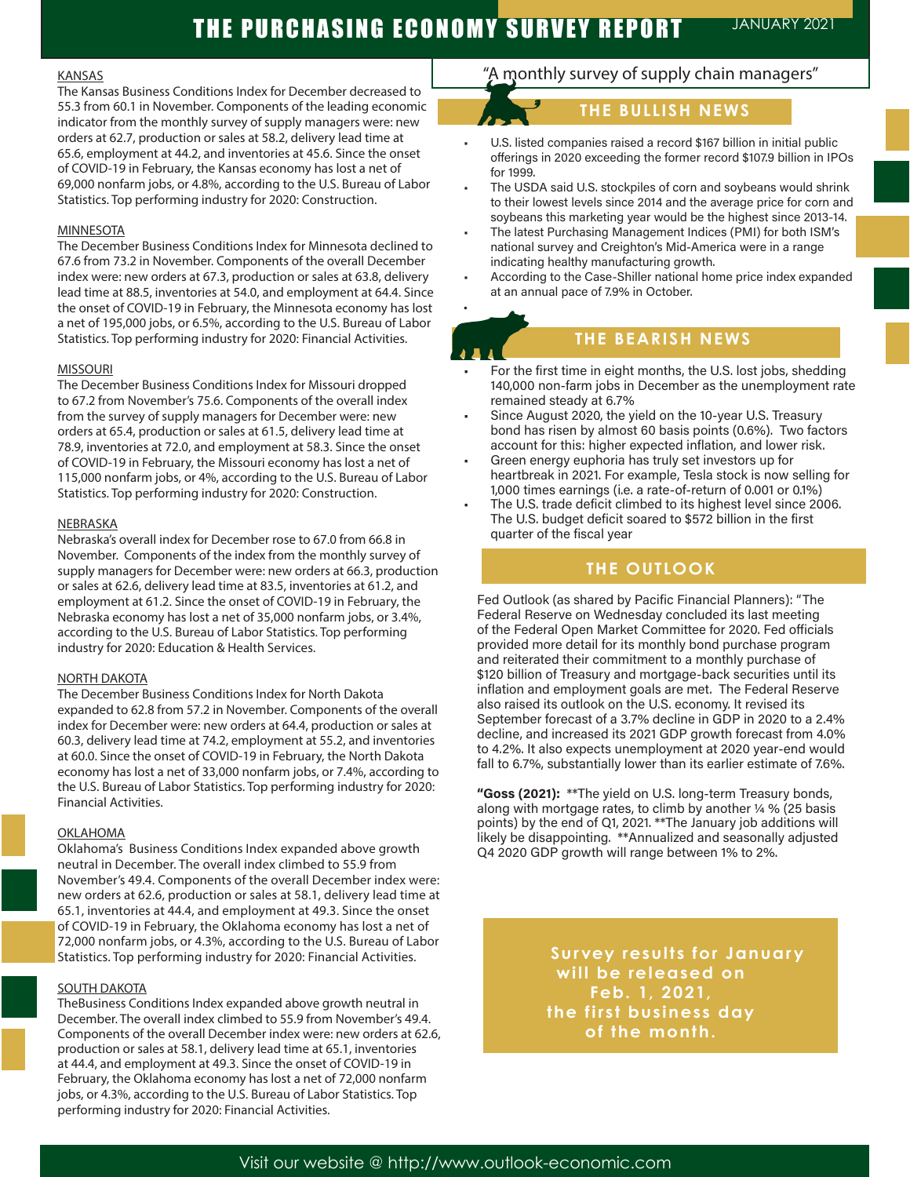# THE PURCHASING ECONOMY SURVEY REPORT

JANUARY 2021

### KANSAS

The Kansas Business Conditions Index for December decreased to 55.3 from 60.1 in November. Components of the leading economic indicator from the monthly survey of supply managers were: new orders at 62.7, production or sales at 58.2, delivery lead time at 65.6, employment at 44.2, and inventories at 45.6. Since the onset of COVID-19 in February, the Kansas economy has lost a net of 69,000 nonfarm jobs, or 4.8%, according to the U.S. Bureau of Labor Statistics. Top performing industry for 2020: Construction.

### MINNESOTA

The December Business Conditions Index for Minnesota declined to 67.6 from 73.2 in November. Components of the overall December index were: new orders at 67.3, production or sales at 63.8, delivery lead time at 88.5, inventories at 54.0, and employment at 64.4. Since the onset of COVID-19 in February, the Minnesota economy has lost a net of 195,000 jobs, or 6.5%, according to the U.S. Bureau of Labor Statistics. Top performing industry for 2020: Financial Activities.

### MISSOURI

The December Business Conditions Index for Missouri dropped to 67.2 from November's 75.6. Components of the overall index from the survey of supply managers for December were: new orders at 65.4, production or sales at 61.5, delivery lead time at 78.9, inventories at 72.0, and employment at 58.3. Since the onset of COVID-19 in February, the Missouri economy has lost a net of 115,000 nonfarm jobs, or 4%, according to the U.S. Bureau of Labor Statistics. Top performing industry for 2020: Construction.

### NEBRASKA

Nebraska's overall index for December rose to 67.0 from 66.8 in November. Components of the index from the monthly survey of supply managers for December were: new orders at 66.3, production or sales at 62.6, delivery lead time at 83.5, inventories at 61.2, and employment at 61.2. Since the onset of COVID-19 in February, the Nebraska economy has lost a net of 35,000 nonfarm jobs, or 3.4%, according to the U.S. Bureau of Labor Statistics. Top performing industry for 2020: Education & Health Services.

### NORTH DAKOTA

The December Business Conditions Index for North Dakota expanded to 62.8 from 57.2 in November. Components of the overall index for December were: new orders at 64.4, production or sales at 60.3, delivery lead time at 74.2, employment at 55.2, and inventories at 60.0. Since the onset of COVID-19 in February, the North Dakota economy has lost a net of 33,000 nonfarm jobs, or 7.4%, according to the U.S. Bureau of Labor Statistics. Top performing industry for 2020: Financial Activities.

### OKLAHOMA

Oklahoma's Business Conditions Index expanded above growth neutral in December. The overall index climbed to 55.9 from November's 49.4. Components of the overall December index were: new orders at 62.6, production or sales at 58.1, delivery lead time at 65.1, inventories at 44.4, and employment at 49.3. Since the onset of COVID-19 in February, the Oklahoma economy has lost a net of 72,000 nonfarm jobs, or 4.3%, according to the U.S. Bureau of Labor Statistics. Top performing industry for 2020: Financial Activities.

### SOUTH DAKOTA

TheBusiness Conditions Index expanded above growth neutral in December. The overall index climbed to 55.9 from November's 49.4. Components of the overall December index were: new orders at 62.6, production or sales at 58.1, delivery lead time at 65.1, inventories at 44.4, and employment at 49.3. Since the onset of COVID-19 in February, the Oklahoma economy has lost a net of 72,000 nonfarm jobs, or 4.3%, according to the U.S. Bureau of Labor Statistics. Top performing industry for 2020: Financial Activities.

"A monthly survey of supply chain managers"

## THE BULLISH NEWS

- U.S. listed companies raised a record $167 billion in initial public offerings in 2020 exceeding the former record $107.9 billion in IPOs for 1999.
- The USDA said U.S. stockpiles of corn and soybeans would shrink to their lowest levels since 2014 and the average price for corn and soybeans this marketing year would be the highest since 2013-14.
- The latest Purchasing Management Indices (PMI) for both ISM's national survey and Creighton's Mid-America were in a range indicating healthy manufacturing growth.
- According to the Case-Shiller national home price index expanded at an annual pace of 7.9% in October.

## THE BEARISH NEWS

- For the first time in eight months, the U.S. lost jobs, shedding 140,000 non-farm jobs in December as the unemployment rate remained steady at 6.7%
- Since August 2020, the yield on the 10-year U.S. Treasury bond has risen by almost 60 basis points (0.6%). Two factors account for this: higher expected inflation, and lower risk.
- Green energy euphoria has truly set investors up for heartbreak in 2021. For example, Tesla stock is now selling for 1,000 times earnings (i.e. a rate-of-return of 0.001 or 0.1%)
- The U.S. trade deficit climbed to its highest level since 2006. The U.S. budget deficit soared to $572 billion in the first quarter of the fiscal year

## THE OUTLOOK

Fed Outlook (as shared by Pacific Financial Planners): "The Federal Reserve on Wednesday concluded its last meeting of the Federal Open Market Committee for 2020. Fed officials provided more detail for its monthly bond purchase program and reiterated their commitment to a monthly purchase of $120 billion of Treasury and mortgage-back securities until its inflation and employment goals are met. The Federal Reserve also raised its outlook on the U.S. economy. It revised its September forecast of a 3.7% decline in GDP in 2020 to a 2.4% decline, and increased its 2021 GDP growth forecast from 4.0% to 4.2%. It also expects unemployment at 2020 year-end would fall to 6.7%, substantially lower than its earlier estimate of 7.6%.

**"Goss (2021):** \*\*The yield on U.S. long-term Treasury bonds, along with mortgage rates, to climb by another ¼ % (25 basis points) by the end of Q1, 2021. \*\*The January job additions will likely be disappointing. \*\*Annualized and seasonally adjusted Q4 2020 GDP growth will range between 1% to 2%.

**Survey results for January will be released on Feb. 1, 2021, the first business day of the month.**

Visit our website @ http://www.outlook-economic.com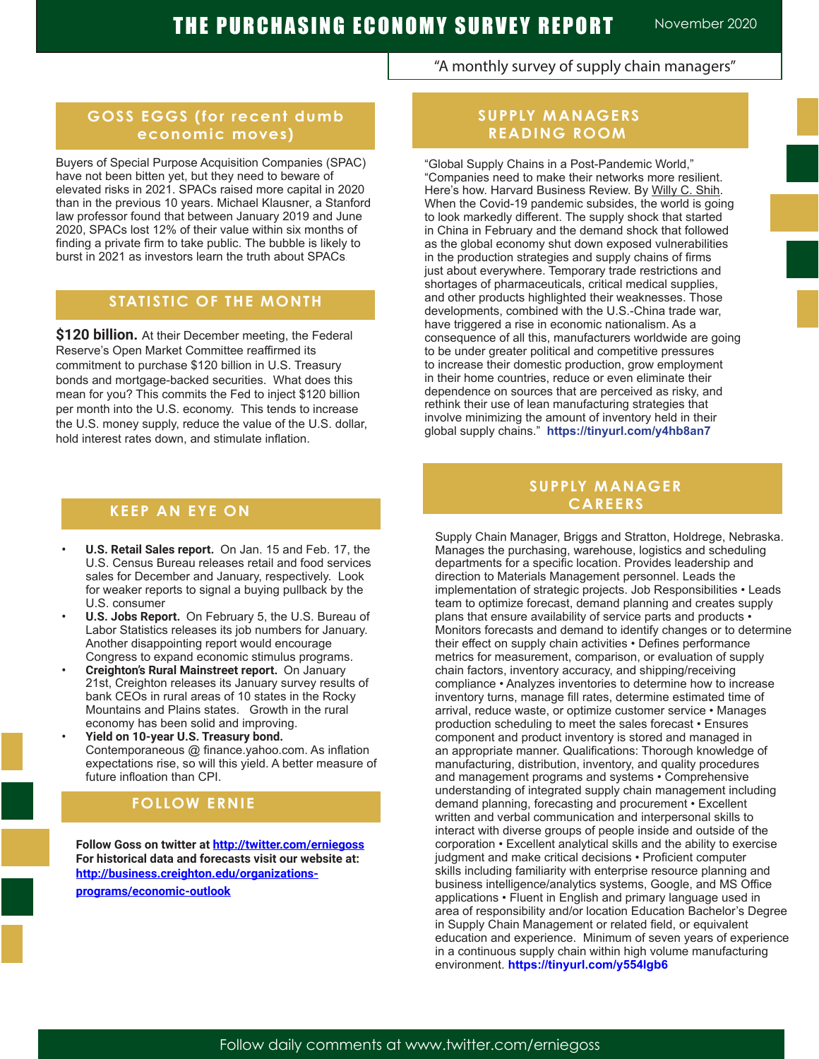# THE PURCHASING ECONOMY SURVEY REPORT

November 2020

"A monthly survey of supply chain managers"

## GOSS EGGS (for recent dumb economic moves)

Buyers of Special Purpose Acquisition Companies (SPAC) have not been bitten yet, but they need to beware of elevated risks in 2021. SPACs raised more capital in 2020 than in the previous 10 years. Michael Klausner, a Stanford law professor found that between January 2019 and June 2020, SPACs lost 12% of their value within six months of finding a private firm to take public. The bubble is likely to burst in 2021 as investors learn the truth about SPACs.

## STATISTIC OF THE MONTH

**$120 billion.** At their December meeting, the Federal Reserve's Open Market Committee reaffirmed its commitment to purchase $120 billion in U.S. Treasury bonds and mortgage-backed securities. What does this mean for you? This commits the Fed to inject $120 billion per month into the U.S. economy. This tends to increase the U.S. money supply, reduce the value of the U.S. dollar, hold interest rates down, and stimulate inflation.

## KEEP AN EYE ON

- **U.S. Retail Sales report.** On Jan. 15 and Feb. 17, the U.S. Census Bureau releases retail and food services sales for December and January, respectively. Look for weaker reports to signal a buying pullback by the U.S. consumer
- **U.S. Jobs Report.** On February 5, the U.S. Bureau of Labor Statistics releases its job numbers for January. Another disappointing report would encourage Congress to expand economic stimulus programs.
- **Creighton's Rural Mainstreet report.** On January 21st, Creighton releases its January survey results of bank CEOs in rural areas of 10 states in the Rocky Mountains and Plains states. Growth in the rural economy has been solid and improving.
- **Yield on 10-year U.S. Treasury bond.** Contemporaneous @ finance.yahoo.com. As inflation expectations rise, so will this yield. A better measure of future infloation than CPI.

## FOLLOW ERNIE

**Follow Goss on twitter at http://twitter.com/erniegoss**
**For historical data and forecasts visit our website at: http://business.creighton.edu/organizations-programs/economic-outlook**

## SUPPLY MANAGERS READING ROOM

"Global Supply Chains in a Post-Pandemic World," "Companies need to make their networks more resilient. Here's how. Harvard Business Review. By Willy C. Shih. When the Covid-19 pandemic subsides, the world is going to look markedly different. The supply shock that started in China in February and the demand shock that followed as the global economy shut down exposed vulnerabilities in the production strategies and supply chains of firms just about everywhere. Temporary trade restrictions and shortages of pharmaceuticals, critical medical supplies, and other products highlighted their weaknesses. Those developments, combined with the U.S.-China trade war, have triggered a rise in economic nationalism. As a consequence of all this, manufacturers worldwide are going to be under greater political and competitive pressures to increase their domestic production, grow employment in their home countries, reduce or even eliminate their dependence on sources that are perceived as risky, and rethink their use of lean manufacturing strategies that involve minimizing the amount of inventory held in their global supply chains." **https://tinyurl.com/y4hb8an7**

## SUPPLY MANAGER CAREERS

Supply Chain Manager, Briggs and Stratton, Holdrege, Nebraska. Manages the purchasing, warehouse, logistics and scheduling departments for a specific location. Provides leadership and direction to Materials Management personnel. Leads the implementation of strategic projects. Job Responsibilities • Leads team to optimize forecast, demand planning and creates supply plans that ensure availability of service parts and products • Monitors forecasts and demand to identify changes or to determine their effect on supply chain activities • Defines performance metrics for measurement, comparison, or evaluation of supply chain factors, inventory accuracy, and shipping/receiving compliance • Analyzes inventories to determine how to increase inventory turns, manage fill rates, determine estimated time of arrival, reduce waste, or optimize customer service • Manages production scheduling to meet the sales forecast • Ensures component and product inventory is stored and managed in an appropriate manner. Qualifications: Thorough knowledge of manufacturing, distribution, inventory, and quality procedures and management programs and systems • Comprehensive understanding of integrated supply chain management including demand planning, forecasting and procurement • Excellent written and verbal communication and interpersonal skills to interact with diverse groups of people inside and outside of the corporation • Excellent analytical skills and the ability to exercise judgment and make critical decisions • Proficient computer skills including familiarity with enterprise resource planning and business intelligence/analytics systems, Google, and MS Office applications • Fluent in English and primary language used in area of responsibility and/or location Education Bachelor's Degree in Supply Chain Management or related field, or equivalent education and experience. Minimum of seven years of experience in a continuous supply chain within high volume manufacturing environment. **https://tinyurl.com/y554lgb6**

Follow daily comments at www.twitter.com/erniegoss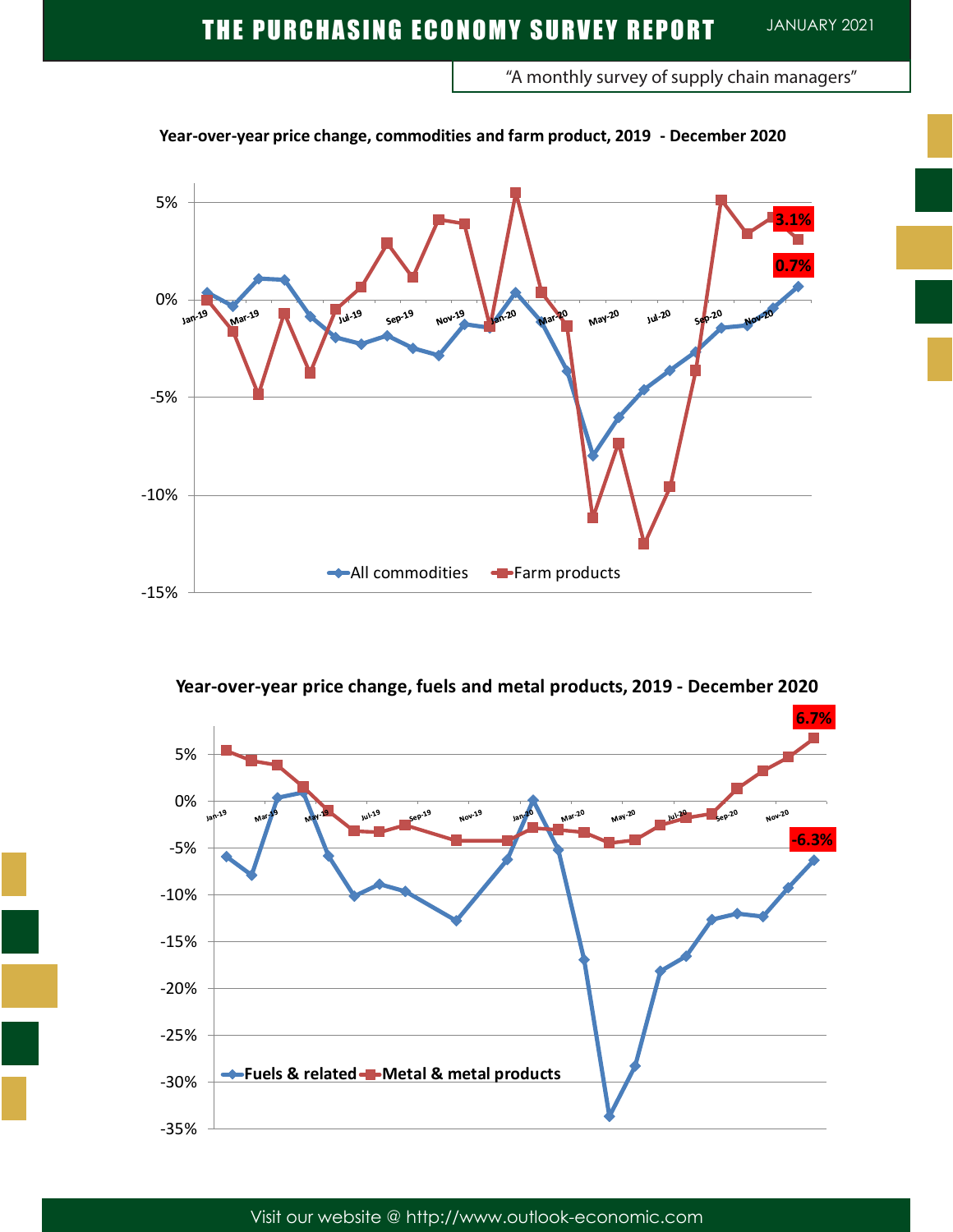# THE PURCHASING ECONOMY SURVEY REPORT

JANUARY 2021

"A monthly survey of supply chain managers"

**Year-over-year price change, commodities and farm product, 2019 - December 2020**

5%
0%
-5%
-10%
-15%

Jan-19 Mar-19 May-19 Jul-19 Sep-19 Nov-19 Jan-20 Mar-20 May-20 Jul-20 Sep-20 Nov-20

3.1%
0.7%

All commodities
Farm products

**Year-over-year price change, fuels and metal products, 2019 - December 2020**

5%
0%
-5%
-10%
-15%
-20%
-25%
-30%
-35%

Jan-19 Mar-19 May-19 Jul-19 Sep-19 Nov-19 Jan-20 Mar-20 May-20 Jul-20 Sep-20 Nov-20

6.7%
-6.3%

Fuels & related
Metal & metal products

Visit our website @ http://www.outlook-economic.com